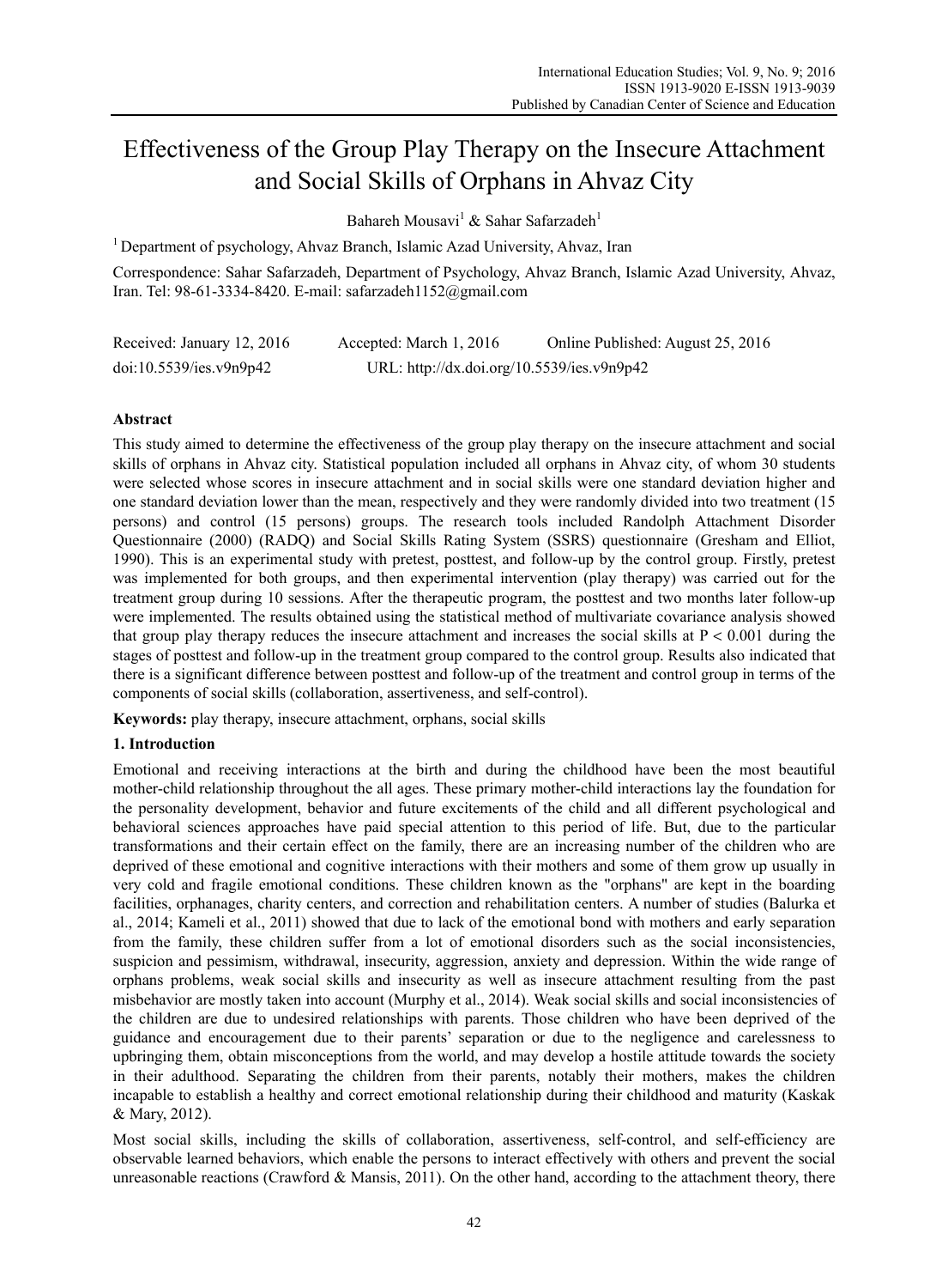# Effectiveness of the Group Play Therapy on the Insecure Attachment and Social Skills of Orphans in Ahvaz City

Bahareh Mousavi[1] & Sahar Safarzadeh[1]

[1] Department of psychology, Ahvaz Branch, Islamic Azad University, Ahvaz, Iran

Correspondence: Sahar Safarzadeh, Department of Psychology, Ahvaz Branch, Islamic Azad University, Ahvaz, Iran. Tel: 98-61-3334-8420. E-mail: safarzadeh1152@gmail.com

Received: January 12, 2016 Accepted: March 1, 2016 Online Published: August 25, 2016

doi:10.5539/ies.v9n9p42 URL: http://dx.doi.org/10.5539/ies.v9n9p42

## Abstract

This study aimed to determine the effectiveness of the group play therapy on the insecure attachment and social skills of orphans in Ahvaz city. Statistical population included all orphans in Ahvaz city, of whom 30 students were selected whose scores in insecure attachment and in social skills were one standard deviation higher and one standard deviation lower than the mean, respectively and they were randomly divided into two treatment (15 persons) and control (15 persons) groups. The research tools included Randolph Attachment Disorder Questionnaire (2000) (RADQ) and Social Skills Rating System (SSRS) questionnaire (Gresham and Elliot, 1990). This is an experimental study with pretest, posttest, and follow-up by the control group. Firstly, pretest was implemented for both groups, and then experimental intervention (play therapy) was carried out for the treatment group during 10 sessions. After the therapeutic program, the posttest and two months later follow-up were implemented. The results obtained using the statistical method of multivariate covariance analysis showed that group play therapy reduces the insecure attachment and increases the social skills at $P < 0.001$ during the stages of posttest and follow-up in the treatment group compared to the control group. Results also indicated that there is a significant difference between posttest and follow-up of the treatment and control group in terms of the components of social skills (collaboration, assertiveness, and self-control).

**Keywords:** play therapy, insecure attachment, orphans, social skills

## 1. Introduction

Emotional and receiving interactions at the birth and during the childhood have been the most beautiful mother-child relationship throughout the all ages. These primary mother-child interactions lay the foundation for the personality development, behavior and future excitements of the child and all different psychological and behavioral sciences approaches have paid special attention to this period of life. But, due to the particular transformations and their certain effect on the family, there are an increasing number of the children who are deprived of these emotional and cognitive interactions with their mothers and some of them grow up usually in very cold and fragile emotional conditions. These children known as the "orphans" are kept in the boarding facilities, orphanages, charity centers, and correction and rehabilitation centers. A number of studies (Balurka et al., 2014; Kameli et al., 2011) showed that due to lack of the emotional bond with mothers and early separation from the family, these children suffer from a lot of emotional disorders such as the social inconsistencies, suspicion and pessimism, withdrawal, insecurity, aggression, anxiety and depression. Within the wide range of orphans problems, weak social skills and insecurity as well as insecure attachment resulting from the past misbehavior are mostly taken into account (Murphy et al., 2014). Weak social skills and social inconsistencies of the children are due to undesired relationships with parents. Those children who have been deprived of the guidance and encouragement due to their parents' separation or due to the negligence and carelessness to upbringing them, obtain misconceptions from the world, and may develop a hostile attitude towards the society in their adulthood. Separating the children from their parents, notably their mothers, makes the children incapable to establish a healthy and correct emotional relationship during their childhood and maturity (Kaskak & Mary, 2012).

Most social skills, including the skills of collaboration, assertiveness, self-control, and self-efficiency are observable learned behaviors, which enable the persons to interact effectively with others and prevent the social unreasonable reactions (Crawford & Mansis, 2011). On the other hand, according to the attachment theory, there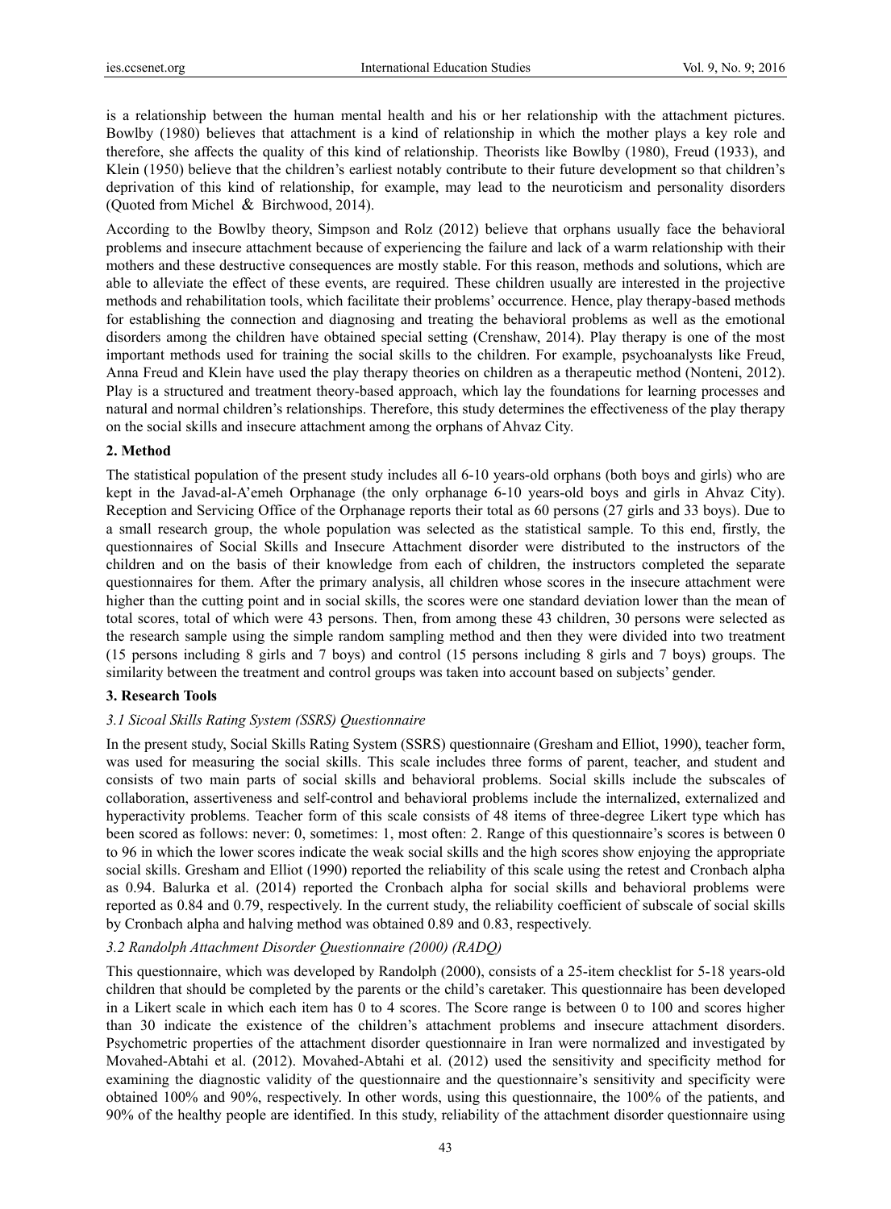is a relationship between the human mental health and his or her relationship with the attachment pictures. Bowlby (1980) believes that attachment is a kind of relationship in which the mother plays a key role and therefore, she affects the quality of this kind of relationship. Theorists like Bowlby (1980), Freud (1933), and Klein (1950) believe that the children's earliest notably contribute to their future development so that children's deprivation of this kind of relationship, for example, may lead to the neuroticism and personality disorders (Quoted from Michel & Birchwood, 2014).

According to the Bowlby theory, Simpson and Rolz (2012) believe that orphans usually face the behavioral problems and insecure attachment because of experiencing the failure and lack of a warm relationship with their mothers and these destructive consequences are mostly stable. For this reason, methods and solutions, which are able to alleviate the effect of these events, are required. These children usually are interested in the projective methods and rehabilitation tools, which facilitate their problems' occurrence. Hence, play therapy-based methods for establishing the connection and diagnosing and treating the behavioral problems as well as the emotional disorders among the children have obtained special setting (Crenshaw, 2014). Play therapy is one of the most important methods used for training the social skills to the children. For example, psychoanalysts like Freud, Anna Freud and Klein have used the play therapy theories on children as a therapeutic method (Nonteni, 2012). Play is a structured and treatment theory-based approach, which lay the foundations for learning processes and natural and normal children's relationships. Therefore, this study determines the effectiveness of the play therapy on the social skills and insecure attachment among the orphans of Ahvaz City.

## 2. Method

The statistical population of the present study includes all 6-10 years-old orphans (both boys and girls) who are kept in the Javad-al-A'emeh Orphanage (the only orphanage 6-10 years-old boys and girls in Ahvaz City). Reception and Servicing Office of the Orphanage reports their total as 60 persons (27 girls and 33 boys). Due to a small research group, the whole population was selected as the statistical sample. To this end, firstly, the questionnaires of Social Skills and Insecure Attachment disorder were distributed to the instructors of the children and on the basis of their knowledge from each of children, the instructors completed the separate questionnaires for them. After the primary analysis, all children whose scores in the insecure attachment were higher than the cutting point and in social skills, the scores were one standard deviation lower than the mean of total scores, total of which were 43 persons. Then, from among these 43 children, 30 persons were selected as the research sample using the simple random sampling method and then they were divided into two treatment (15 persons including 8 girls and 7 boys) and control (15 persons including 8 girls and 7 boys) groups. The similarity between the treatment and control groups was taken into account based on subjects' gender.

## 3. Research Tools

### *3.1 Sicoal Skills Rating System (SSRS) Questionnaire*

In the present study, Social Skills Rating System (SSRS) questionnaire (Gresham and Elliot, 1990), teacher form, was used for measuring the social skills. This scale includes three forms of parent, teacher, and student and consists of two main parts of social skills and behavioral problems. Social skills include the subscales of collaboration, assertiveness and self-control and behavioral problems include the internalized, externalized and hyperactivity problems. Teacher form of this scale consists of 48 items of three-degree Likert type which has been scored as follows: never: 0, sometimes: 1, most often: 2. Range of this questionnaire's scores is between 0 to 96 in which the lower scores indicate the weak social skills and the high scores show enjoying the appropriate social skills. Gresham and Elliot (1990) reported the reliability of this scale using the retest and Cronbach alpha as 0.94. Balurka et al. (2014) reported the Cronbach alpha for social skills and behavioral problems were reported as 0.84 and 0.79, respectively. In the current study, the reliability coefficient of subscale of social skills by Cronbach alpha and halving method was obtained 0.89 and 0.83, respectively.

### *3.2 Randolph Attachment Disorder Questionnaire (2000) (RADQ)*

This questionnaire, which was developed by Randolph (2000), consists of a 25-item checklist for 5-18 years-old children that should be completed by the parents or the child's caretaker. This questionnaire has been developed in a Likert scale in which each item has 0 to 4 scores. The Score range is between 0 to 100 and scores higher than 30 indicate the existence of the children's attachment problems and insecure attachment disorders. Psychometric properties of the attachment disorder questionnaire in Iran were normalized and investigated by Movahed-Abtahi et al. (2012). Movahed-Abtahi et al. (2012) used the sensitivity and specificity method for examining the diagnostic validity of the questionnaire and the questionnaire's sensitivity and specificity were obtained 100% and 90%, respectively. In other words, using this questionnaire, the 100% of the patients, and 90% of the healthy people are identified. In this study, reliability of the attachment disorder questionnaire using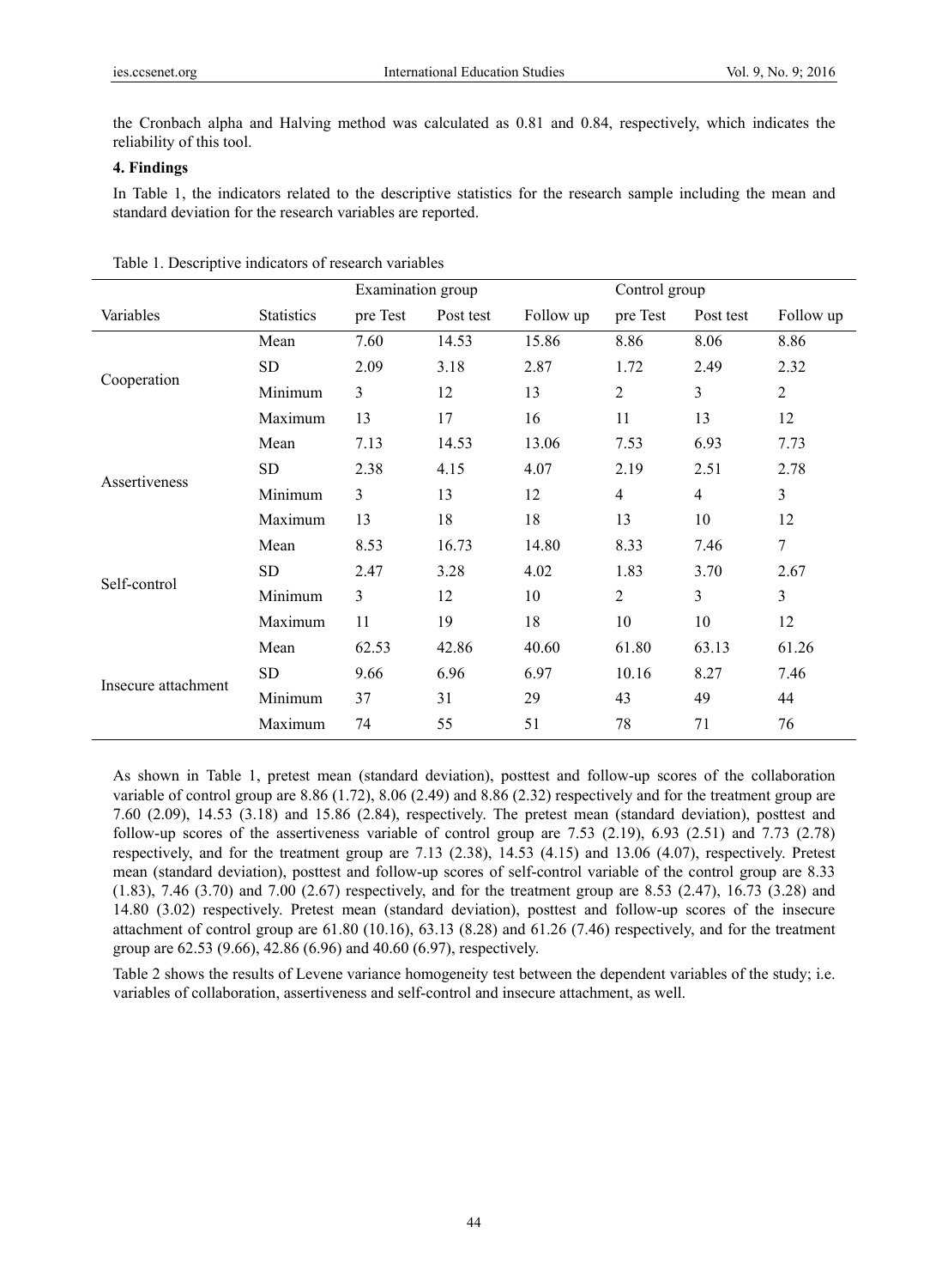the Cronbach alpha and Halving method was calculated as 0.81 and 0.84, respectively, which indicates the reliability of this tool.

### 4. Findings

In Table 1, the indicators related to the descriptive statistics for the research sample including the mean and standard deviation for the research variables are reported.

Table 1. Descriptive indicators of research variables

| | | Examination group | | | Control group | | |
|---|---|---|---|---|---|---|---|
| Variables | Statistics | pre Test | Post test | Follow up | pre Test | Post test | Follow up |
| Cooperation | Mean | 7.60 | 14.53 | 15.86 | 8.86 | 8.06 | 8.86 |
| | SD | 2.09 | 3.18 | 2.87 | 1.72 | 2.49 | 2.32 |
| | Minimum | 3 | 12 | 13 | 2 | 3 | 2 |
| | Maximum | 13 | 17 | 16 | 11 | 13 | 12 |
| Assertiveness | Mean | 7.13 | 14.53 | 13.06 | 7.53 | 6.93 | 7.73 |
| | SD | 2.38 | 4.15 | 4.07 | 2.19 | 2.51 | 2.78 |
| | Minimum | 3 | 13 | 12 | 4 | 4 | 3 |
| | Maximum | 13 | 18 | 18 | 13 | 10 | 12 |
| Self-control | Mean | 8.53 | 16.73 | 14.80 | 8.33 | 7.46 | 7 |
| | SD | 2.47 | 3.28 | 4.02 | 1.83 | 3.70 | 2.67 |
| | Minimum | 3 | 12 | 10 | 2 | 3 | 3 |
| | Maximum | 11 | 19 | 18 | 10 | 10 | 12 |
| Insecure attachment | Mean | 62.53 | 42.86 | 40.60 | 61.80 | 63.13 | 61.26 |
| | SD | 9.66 | 6.96 | 6.97 | 10.16 | 8.27 | 7.46 |
| | Minimum | 37 | 31 | 29 | 43 | 49 | 44 |
| | Maximum | 74 | 55 | 51 | 78 | 71 | 76 |

As shown in Table 1, pretest mean (standard deviation), posttest and follow-up scores of the collaboration variable of control group are 8.86 (1.72), 8.06 (2.49) and 8.86 (2.32) respectively and for the treatment group are 7.60 (2.09), 14.53 (3.18) and 15.86 (2.84), respectively. The pretest mean (standard deviation), posttest and follow-up scores of the assertiveness variable of control group are 7.53 (2.19), 6.93 (2.51) and 7.73 (2.78) respectively, and for the treatment group are 7.13 (2.38), 14.53 (4.15) and 13.06 (4.07), respectively. Pretest mean (standard deviation), posttest and follow-up scores of self-control variable of the control group are 8.33 (1.83), 7.46 (3.70) and 7.00 (2.67) respectively, and for the treatment group are 8.53 (2.47), 16.73 (3.28) and 14.80 (3.02) respectively. Pretest mean (standard deviation), posttest and follow-up scores of the insecure attachment of control group are 61.80 (10.16), 63.13 (8.28) and 61.26 (7.46) respectively, and for the treatment group are 62.53 (9.66), 42.86 (6.96) and 40.60 (6.97), respectively.

Table 2 shows the results of Levene variance homogeneity test between the dependent variables of the study; i.e. variables of collaboration, assertiveness and self-control and insecure attachment, as well.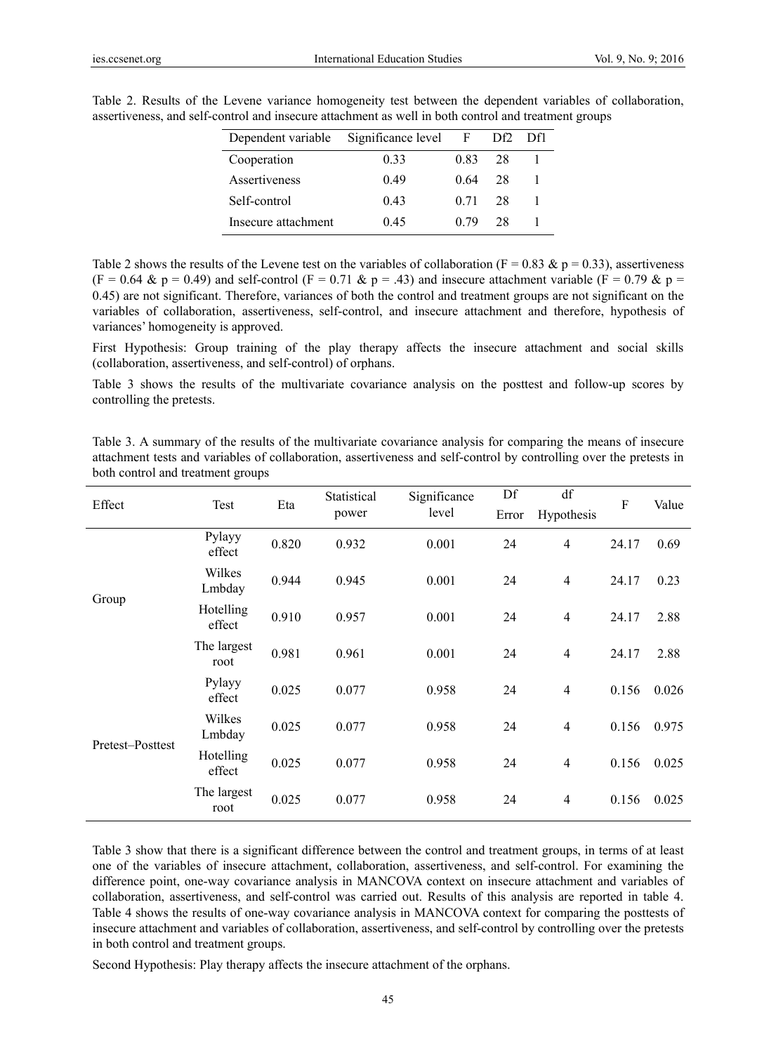Table 2. Results of the Levene variance homogeneity test between the dependent variables of collaboration, assertiveness, and self-control and insecure attachment as well in both control and treatment groups

| Dependent variable | Significance level | F | Df2 | Df1 |
|---|---|---|---|---|
| Cooperation | 0.33 | 0.83 | 28 | 1 |
| Assertiveness | 0.49 | 0.64 | 28 | 1 |
| Self-control | 0.43 | 0.71 | 28 | 1 |
| Insecure attachment | 0.45 | 0.79 | 28 | 1 |

Table 2 shows the results of the Levene test on the variables of collaboration (F = 0.83 & p = 0.33), assertiveness (F = 0.64 & p = 0.49) and self-control (F = 0.71 & p = .43) and insecure attachment variable (F = 0.79 & p = 0.45) are not significant. Therefore, variances of both the control and treatment groups are not significant on the variables of collaboration, assertiveness, self-control, and insecure attachment and therefore, hypothesis of variances' homogeneity is approved.

First Hypothesis: Group training of the play therapy affects the insecure attachment and social skills (collaboration, assertiveness, and self-control) of orphans.

Table 3 shows the results of the multivariate covariance analysis on the posttest and follow-up scores by controlling the pretests.

Table 3. A summary of the results of the multivariate covariance analysis for comparing the means of insecure attachment tests and variables of collaboration, assertiveness and self-control by controlling over the pretests in both control and treatment groups

| Effect | Test | Eta | Statistical power | Significance level | Df Error | df Hypothesis | F | Value |
|---|---|---|---|---|---|---|---|---|
| Group | Pylayy effect | 0.820 | 0.932 | 0.001 | 24 | 4 | 24.17 | 0.69 |
| | Wilkes Lmbday | 0.944 | 0.945 | 0.001 | 24 | 4 | 24.17 | 0.23 |
| | Hotelling effect | 0.910 | 0.957 | 0.001 | 24 | 4 | 24.17 | 2.88 |
| | The largest root | 0.981 | 0.961 | 0.001 | 24 | 4 | 24.17 | 2.88 |
| Pretest–Posttest | Pylayy effect | 0.025 | 0.077 | 0.958 | 24 | 4 | 0.156 | 0.026 |
| | Wilkes Lmbday | 0.025 | 0.077 | 0.958 | 24 | 4 | 0.156 | 0.975 |
| | Hotelling effect | 0.025 | 0.077 | 0.958 | 24 | 4 | 0.156 | 0.025 |
| | The largest root | 0.025 | 0.077 | 0.958 | 24 | 4 | 0.156 | 0.025 |

Table 3 show that there is a significant difference between the control and treatment groups, in terms of at least one of the variables of insecure attachment, collaboration, assertiveness, and self-control. For examining the difference point, one-way covariance analysis in MANCOVA context on insecure attachment and variables of collaboration, assertiveness, and self-control was carried out. Results of this analysis are reported in table 4. Table 4 shows the results of one-way covariance analysis in MANCOVA context for comparing the posttests of insecure attachment and variables of collaboration, assertiveness, and self-control by controlling over the pretests in both control and treatment groups.

Second Hypothesis: Play therapy affects the insecure attachment of the orphans.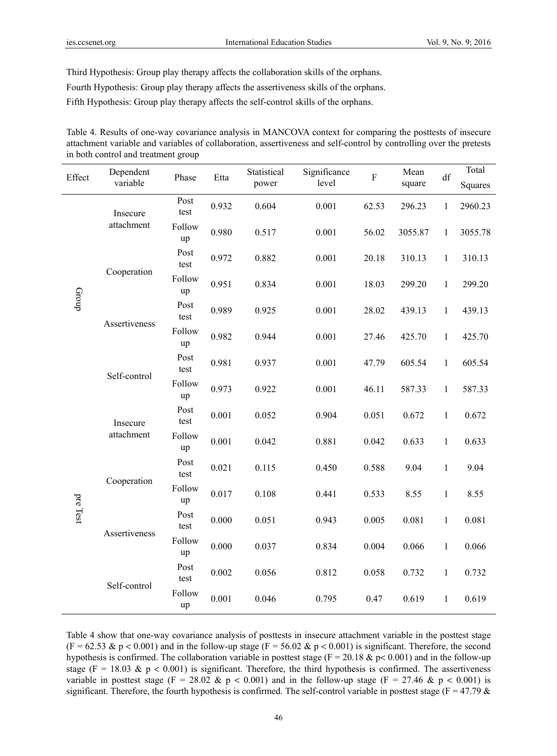Third Hypothesis: Group play therapy affects the collaboration skills of the orphans.

Fourth Hypothesis: Group play therapy affects the assertiveness skills of the orphans.

Fifth Hypothesis: Group play therapy affects the self-control skills of the orphans.

Table 4. Results of one-way covariance analysis in MANCOVA context for comparing the posttests of insecure attachment variable and variables of collaboration, assertiveness and self-control by controlling over the pretests in both control and treatment group

| Effect | Dependent variable | Phase | Etta | Statistical power | Significance level | F | Mean square | df | Total Squares |
|---|---|---|---|---|---|---|---|---|---|
| Group | Insecure attachment | Post test | 0.932 | 0.604 | 0.001 | 62.53 | 296.23 | 1 | 2960.23 |
| | | Follow up | 0.980 | 0.517 | 0.001 | 56.02 | 3055.87 | 1 | 3055.78 |
| | Cooperation | Post test | 0.972 | 0.882 | 0.001 | 20.18 | 310.13 | 1 | 310.13 |
| | | Follow up | 0.951 | 0.834 | 0.001 | 18.03 | 299.20 | 1 | 299.20 |
| | Assertiveness | Post test | 0.989 | 0.925 | 0.001 | 28.02 | 439.13 | 1 | 439.13 |
| | | Follow up | 0.982 | 0.944 | 0.001 | 27.46 | 425.70 | 1 | 425.70 |
| | Self-control | Post test | 0.981 | 0.937 | 0.001 | 47.79 | 605.54 | 1 | 605.54 |
| | | Follow up | 0.973 | 0.922 | 0.001 | 46.11 | 587.33 | 1 | 587.33 |
| pre Test | Insecure attachment | Post test | 0.001 | 0.052 | 0.904 | 0.051 | 0.672 | 1 | 0.672 |
| | | Follow up | 0.001 | 0.042 | 0.881 | 0.042 | 0.633 | 1 | 0.633 |
| | Cooperation | Post test | 0.021 | 0.115 | 0.450 | 0.588 | 9.04 | 1 | 9.04 |
| | | Follow up | 0.017 | 0.108 | 0.441 | 0.533 | 8.55 | 1 | 8.55 |
| | Assertiveness | Post test | 0.000 | 0.051 | 0.943 | 0.005 | 0.081 | 1 | 0.081 |
| | | Follow up | 0.000 | 0.037 | 0.834 | 0.004 | 0.066 | 1 | 0.066 |
| | Self-control | Post test | 0.002 | 0.056 | 0.812 | 0.058 | 0.732 | 1 | 0.732 |
| | | Follow up | 0.001 | 0.046 | 0.795 | 0.47 | 0.619 | 1 | 0.619 |

Table 4 show that one-way covariance analysis of posttests in insecure attachment variable in the posttest stage ($F = 62.53$ & $p < 0.001$) and in the follow-up stage ($F = 56.02$ & $p < 0.001$) is significant. Therefore, the second hypothesis is confirmed. The collaboration variable in posttest stage ($F = 20.18$ & $p < 0.001$) and in the follow-up stage ($F = 18.03$ & $p < 0.001$) is significant. Therefore, the third hypothesis is confirmed. The assertiveness variable in posttest stage ($F = 28.02$ & $p < 0.001$) and in the follow-up stage ($F = 27.46$ & $p < 0.001$) is significant. Therefore, the fourth hypothesis is confirmed. The self-control variable in posttest stage ($F = 47.79$ &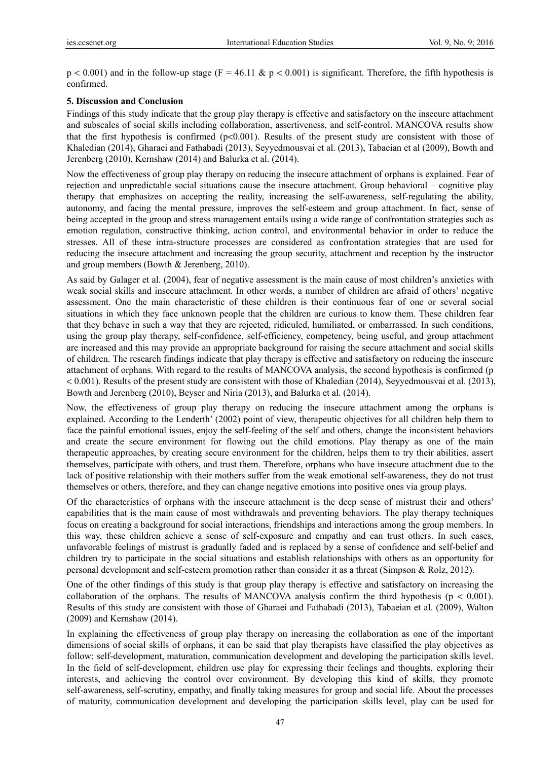$p < 0.001$) and in the follow-up stage ($F = 46.11$ & $p < 0.001$) is significant. Therefore, the fifth hypothesis is confirmed.

## 5. Discussion and Conclusion

Findings of this study indicate that the group play therapy is effective and satisfactory on the insecure attachment and subscales of social skills including collaboration, assertiveness, and self-control. MANCOVA results show that the first hypothesis is confirmed ($p<0.001$). Results of the present study are consistent with those of Khaledian (2014), Gharaei and Fathabadi (2013), Seyyedmousvai et al. (2013), Tabaeian et al (2009), Bowth and Jerenberg (2010), Kernshaw (2014) and Balurka et al. (2014).

Now the effectiveness of group play therapy on reducing the insecure attachment of orphans is explained. Fear of rejection and unpredictable social situations cause the insecure attachment. Group behavioral – cognitive play therapy that emphasizes on accepting the reality, increasing the self-awareness, self-regulating the ability, autonomy, and facing the mental pressure, improves the self-esteem and group attachment. In fact, sense of being accepted in the group and stress management entails using a wide range of confrontation strategies such as emotion regulation, constructive thinking, action control, and environmental behavior in order to reduce the stresses. All of these intra-structure processes are considered as confrontation strategies that are used for reducing the insecure attachment and increasing the group security, attachment and reception by the instructor and group members (Bowth & Jerenberg, 2010).

As said by Galager et al. (2004), fear of negative assessment is the main cause of most children's anxieties with weak social skills and insecure attachment. In other words, a number of children are afraid of others' negative assessment. One the main characteristic of these children is their continuous fear of one or several social situations in which they face unknown people that the children are curious to know them. These children fear that they behave in such a way that they are rejected, ridiculed, humiliated, or embarrassed. In such conditions, using the group play therapy, self-confidence, self-efficiency, competency, being useful, and group attachment are increased and this may provide an appropriate background for raising the secure attachment and social skills of children. The research findings indicate that play therapy is effective and satisfactory on reducing the insecure attachment of orphans. With regard to the results of MANCOVA analysis, the second hypothesis is confirmed ($p < 0.001$). Results of the present study are consistent with those of Khaledian (2014), Seyyedmousvai et al. (2013), Bowth and Jerenberg (2010), Beyser and Niria (2013), and Balurka et al. (2014).

Now, the effectiveness of group play therapy on reducing the insecure attachment among the orphans is explained. According to the Lenderth' (2002) point of view, therapeutic objectives for all children help them to face the painful emotional issues, enjoy the self-feeling of the self and others, change the inconsistent behaviors and create the secure environment for flowing out the child emotions. Play therapy as one of the main therapeutic approaches, by creating secure environment for the children, helps them to try their abilities, assert themselves, participate with others, and trust them. Therefore, orphans who have insecure attachment due to the lack of positive relationship with their mothers suffer from the weak emotional self-awareness, they do not trust themselves or others, therefore, and they can change negative emotions into positive ones via group plays.

Of the characteristics of orphans with the insecure attachment is the deep sense of mistrust their and others' capabilities that is the main cause of most withdrawals and preventing behaviors. The play therapy techniques focus on creating a background for social interactions, friendships and interactions among the group members. In this way, these children achieve a sense of self-exposure and empathy and can trust others. In such cases, unfavorable feelings of mistrust is gradually faded and is replaced by a sense of confidence and self-belief and children try to participate in the social situations and establish relationships with others as an opportunity for personal development and self-esteem promotion rather than consider it as a threat (Simpson & Rolz, 2012).

One of the other findings of this study is that group play therapy is effective and satisfactory on increasing the collaboration of the orphans. The results of MANCOVA analysis confirm the third hypothesis ($p < 0.001$). Results of this study are consistent with those of Gharaei and Fathabadi (2013), Tabaeian et al. (2009), Walton (2009) and Kernshaw (2014).

In explaining the effectiveness of group play therapy on increasing the collaboration as one of the important dimensions of social skills of orphans, it can be said that play therapists have classified the play objectives as follow: self-development, maturation, communication development and developing the participation skills level. In the field of self-development, children use play for expressing their feelings and thoughts, exploring their interests, and achieving the control over environment. By developing this kind of skills, they promote self-awareness, self-scrutiny, empathy, and finally taking measures for group and social life. About the processes of maturity, communication development and developing the participation skills level, play can be used for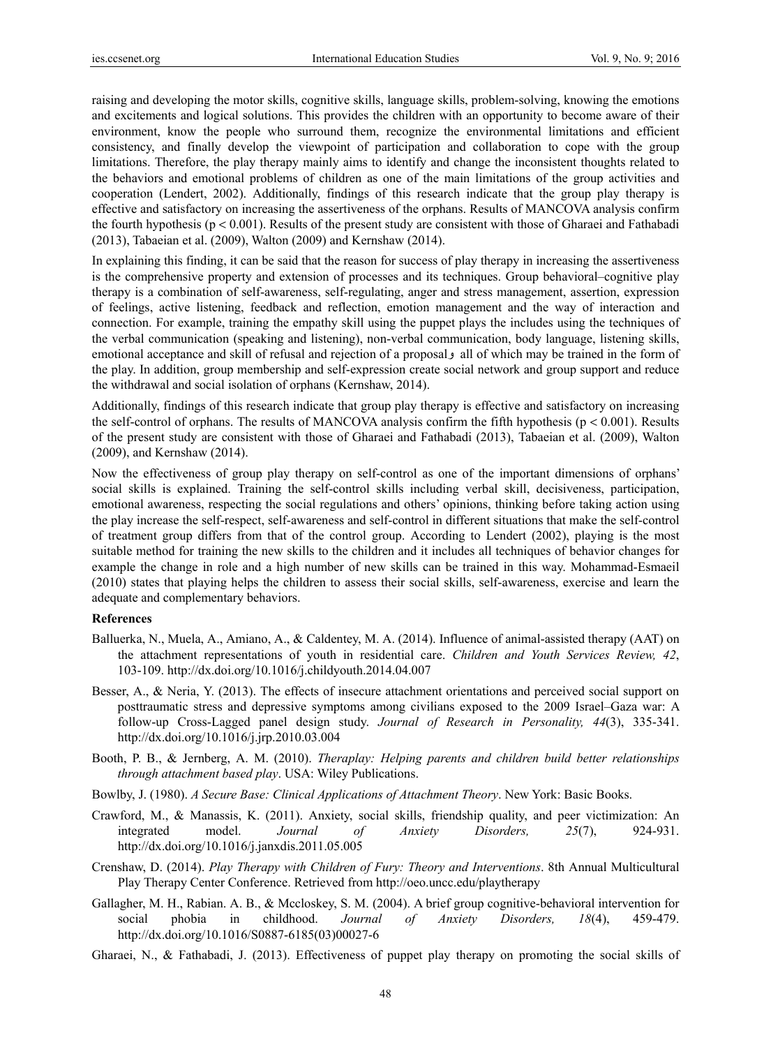raising and developing the motor skills, cognitive skills, language skills, problem-solving, knowing the emotions and excitements and logical solutions. This provides the children with an opportunity to become aware of their environment, know the people who surround them, recognize the environmental limitations and efficient consistency, and finally develop the viewpoint of participation and collaboration to cope with the group limitations. Therefore, the play therapy mainly aims to identify and change the inconsistent thoughts related to the behaviors and emotional problems of children as one of the main limitations of the group activities and cooperation (Lendert, 2002). Additionally, findings of this research indicate that the group play therapy is effective and satisfactory on increasing the assertiveness of the orphans. Results of MANCOVA analysis confirm the fourth hypothesis ($p < 0.001$). Results of the present study are consistent with those of Gharaei and Fathabadi (2013), Tabaeian et al. (2009), Walton (2009) and Kernshaw (2014).

In explaining this finding, it can be said that the reason for success of play therapy in increasing the assertiveness is the comprehensive property and extension of processes and its techniques. Group behavioral–cognitive play therapy is a combination of self-awareness, self-regulating, anger and stress management, assertion, expression of feelings, active listening, feedback and reflection, emotion management and the way of interaction and connection. For example, training the empathy skill using the puppet plays the includes using the techniques of the verbal communication (speaking and listening), non-verbal communication, body language, listening skills, emotional acceptance and skill of refusal and rejection of a proposalو all of which may be trained in the form of the play. In addition, group membership and self-expression create social network and group support and reduce the withdrawal and social isolation of orphans (Kernshaw, 2014).

Additionally, findings of this research indicate that group play therapy is effective and satisfactory on increasing the self-control of orphans. The results of MANCOVA analysis confirm the fifth hypothesis ($p < 0.001$). Results of the present study are consistent with those of Gharaei and Fathabadi (2013), Tabaeian et al. (2009), Walton (2009), and Kernshaw (2014).

Now the effectiveness of group play therapy on self-control as one of the important dimensions of orphans' social skills is explained. Training the self-control skills including verbal skill, decisiveness, participation, emotional awareness, respecting the social regulations and others' opinions, thinking before taking action using the play increase the self-respect, self-awareness and self-control in different situations that make the self-control of treatment group differs from that of the control group. According to Lendert (2002), playing is the most suitable method for training the new skills to the children and it includes all techniques of behavior changes for example the change in role and a high number of new skills can be trained in this way. Mohammad-Esmaeil (2010) states that playing helps the children to assess their social skills, self-awareness, exercise and learn the adequate and complementary behaviors.

**References**

Balluerka, N., Muela, A., Amiano, A., & Caldentey, M. A. (2014). Influence of animal-assisted therapy (AAT) on the attachment representations of youth in residential care. *Children and Youth Services Review, 42*, 103-109. http://dx.doi.org/10.1016/j.childyouth.2014.04.007

Besser, A., & Neria, Y. (2013). The effects of insecure attachment orientations and perceived social support on posttraumatic stress and depressive symptoms among civilians exposed to the 2009 Israel–Gaza war: A follow-up Cross-Lagged panel design study. *Journal of Research in Personality, 44*(3), 335-341. http://dx.doi.org/10.1016/j.jrp.2010.03.004

Booth, P. B., & Jernberg, A. M. (2010). *Theraplay: Helping parents and children build better relationships through attachment based play*. USA: Wiley Publications.

Bowlby, J. (1980). *A Secure Base: Clinical Applications of Attachment Theory*. New York: Basic Books.

Crawford, M., & Manassis, K. (2011). Anxiety, social skills, friendship quality, and peer victimization: An integrated model. *Journal of Anxiety Disorders, 25*(7), 924-931. http://dx.doi.org/10.1016/j.janxdis.2011.05.005

Crenshaw, D. (2014). *Play Therapy with Children of Fury: Theory and Interventions*. 8th Annual Multicultural Play Therapy Center Conference. Retrieved from http://oeo.uncc.edu/playtherapy

Gallagher, M. H., Rabian. A. B., & Mccloskey, S. M. (2004). A brief group cognitive-behavioral intervention for social phobia in childhood. *Journal of Anxiety Disorders, 18*(4), 459-479. http://dx.doi.org/10.1016/S0887-6185(03)00027-6

Gharaei, N., & Fathabadi, J. (2013). Effectiveness of puppet play therapy on promoting the social skills of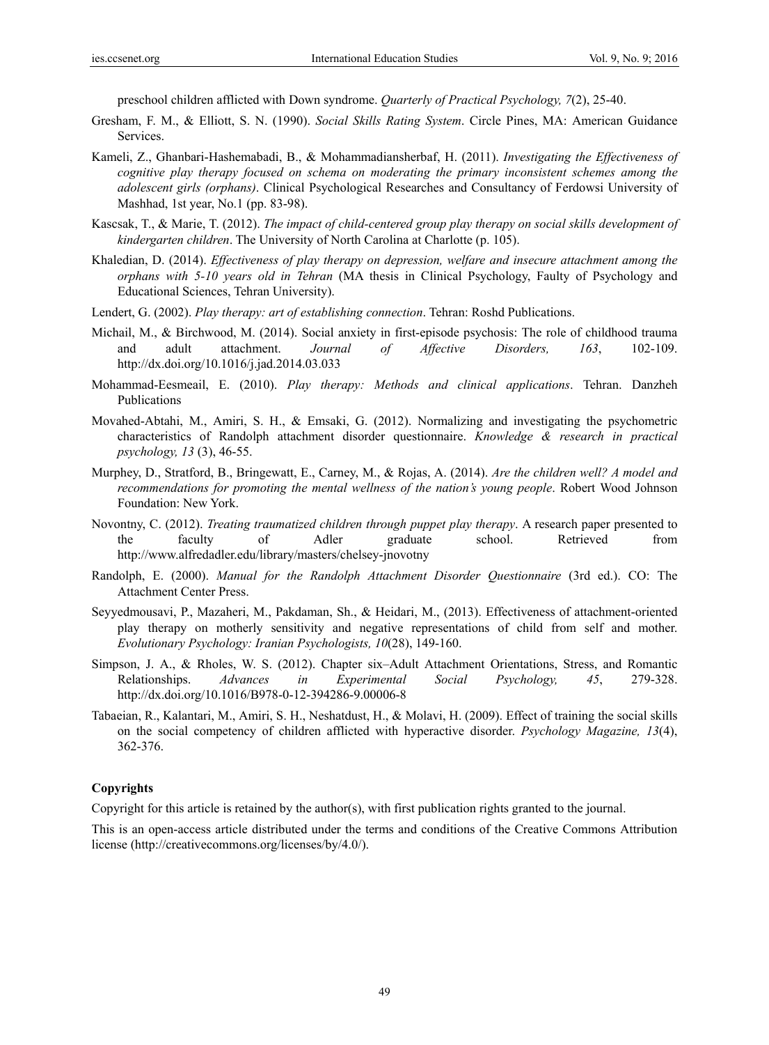preschool children afflicted with Down syndrome. *Quarterly of Practical Psychology, 7*(2), 25-40.

Gresham, F. M., & Elliott, S. N. (1990). *Social Skills Rating System*. Circle Pines, MA: American Guidance Services.

Kameli, Z., Ghanbari-Hashemabadi, B., & Mohammadiansherbaf, H. (2011). *Investigating the Effectiveness of cognitive play therapy focused on schema on moderating the primary inconsistent schemes among the adolescent girls (orphans)*. Clinical Psychological Researches and Consultancy of Ferdowsi University of Mashhad, 1st year, No.1 (pp. 83-98).

Kascsak, T., & Marie, T. (2012). *The impact of child-centered group play therapy on social skills development of kindergarten children*. The University of North Carolina at Charlotte (p. 105).

Khaledian, D. (2014). *Effectiveness of play therapy on depression, welfare and insecure attachment among the orphans with 5-10 years old in Tehran* (MA thesis in Clinical Psychology, Faulty of Psychology and Educational Sciences, Tehran University).

Lendert, G. (2002). *Play therapy: art of establishing connection*. Tehran: Roshd Publications.

Michail, M., & Birchwood, M. (2014). Social anxiety in first-episode psychosis: The role of childhood trauma and adult attachment. *Journal of Affective Disorders, 163*, 102-109. http://dx.doi.org/10.1016/j.jad.2014.03.033

Mohammad-Eesmeail, E. (2010). *Play therapy: Methods and clinical applications*. Tehran. Danzheh Publications

Movahed-Abtahi, M., Amiri, S. H., & Emsaki, G. (2012). Normalizing and investigating the psychometric characteristics of Randolph attachment disorder questionnaire. *Knowledge & research in practical psychology, 13* (3), 46-55.

Murphey, D., Stratford, B., Bringewatt, E., Carney, M., & Rojas, A. (2014). *Are the children well? A model and recommendations for promoting the mental wellness of the nation's young people*. Robert Wood Johnson Foundation: New York.

Novontny, C. (2012). *Treating traumatized children through puppet play therapy*. A research paper presented to the faculty of Adler graduate school. Retrieved from http://www.alfredadler.edu/library/masters/chelsey-jnovotny

Randolph, E. (2000). *Manual for the Randolph Attachment Disorder Questionnaire* (3rd ed.). CO: The Attachment Center Press.

Seyyedmousavi, P., Mazaheri, M., Pakdaman, Sh., & Heidari, M., (2013). Effectiveness of attachment-oriented play therapy on motherly sensitivity and negative representations of child from self and mother. *Evolutionary Psychology: Iranian Psychologists, 10*(28), 149-160.

Simpson, J. A., & Rholes, W. S. (2012). Chapter six–Adult Attachment Orientations, Stress, and Romantic Relationships. *Advances in Experimental Social Psychology, 45*, 279-328. http://dx.doi.org/10.1016/B978-0-12-394286-9.00006-8

Tabaeian, R., Kalantari, M., Amiri, S. H., Neshatdust, H., & Molavi, H. (2009). Effect of training the social skills on the social competency of children afflicted with hyperactive disorder. *Psychology Magazine, 13*(4), 362-376.

**Copyrights**

Copyright for this article is retained by the author(s), with first publication rights granted to the journal.

This is an open-access article distributed under the terms and conditions of the Creative Commons Attribution license (http://creativecommons.org/licenses/by/4.0/).